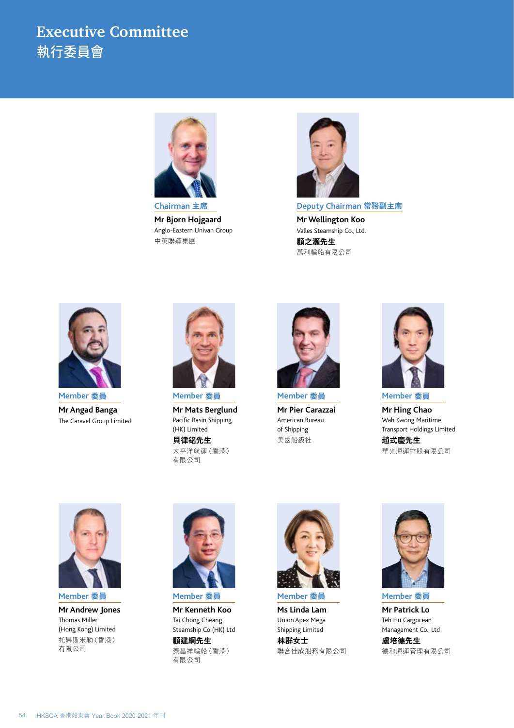# Executive Committee
# 執行委員會

**Chairman 主席**

**Mr Bjorn Hojgaard**
Anglo-Eastern Univan Group
中英聯運集團

**Deputy Chairman 常務副主席**

**Mr Wellington Koo**
Valles Steamship Co., Ltd.
**顧之灝先生**
萬利輪船有限公司

**Member 委員**

**Mr Angad Banga**
The Caravel Group Limited

**Member 委員**

**Mr Mats Berglund**
Pacific Basin Shipping (HK) Limited
**貝律銘先生**
太平洋航運（香港）有限公司

**Member 委員**

**Mr Pier Carazzai**
American Bureau of Shipping
美國船級社

**Member 委員**

**Mr Hing Chao**
Wah Kwong Maritime Transport Holdings Limited
**趙式慶先生**
華光海運控股有限公司

**Member 委員**

**Mr Andrew Jones**
Thomas Miller (Hong Kong) Limited
托馬斯米勒（香港）有限公司

**Member 委員**

**Mr Kenneth Koo**
Tai Chong Cheang Steamship Co (HK) Ltd
**顧建綱先生**
泰昌祥輪船（香港）有限公司

**Member 委員**

**Ms Linda Lam**
Union Apex Mega Shipping Limited
**林群女士**
聯合佳成船務有限公司

**Member 委員**

**Mr Patrick Lo**
Teh Hu Cargocean Management Co., Ltd
**盧培德先生**
德和海運管理有限公司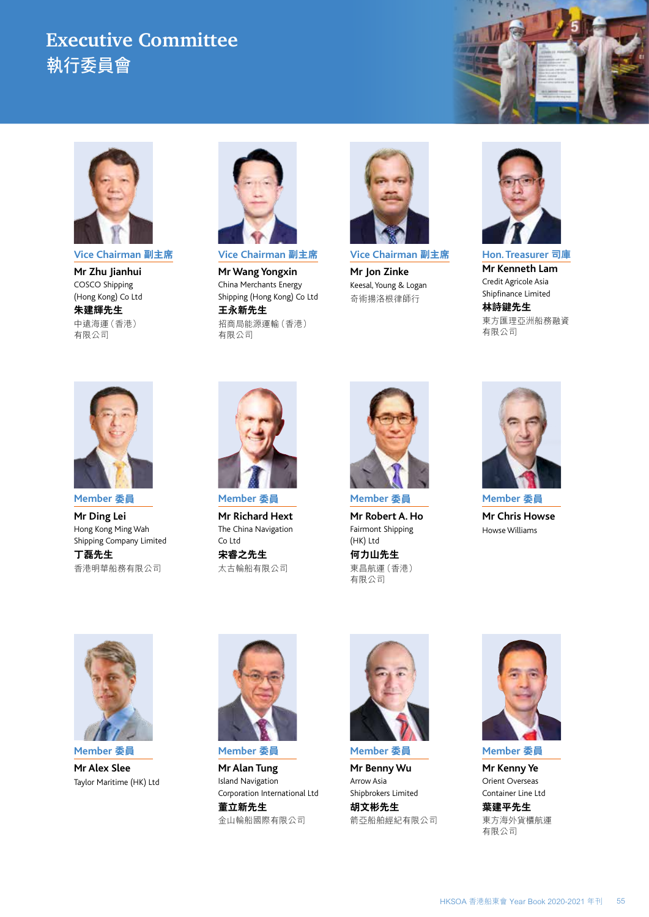# Executive Committee
# 執行委員會

**Vice Chairman 副主席**
**Mr Zhu Jianhui**
COSCO Shipping (Hong Kong) Co Ltd
**朱建輝先生**
中遠海運（香港）有限公司

**Vice Chairman 副主席**
**Mr Wang Yongxin**
China Merchants Energy Shipping (Hong Kong) Co Ltd
**王永新先生**
招商局能源運輸（香港）有限公司

**Vice Chairman 副主席**
**Mr Jon Zinke**
Keesal, Young & Logan
奇術揚洛根律師行

**Hon. Treasurer 司庫**
**Mr Kenneth Lam**
Credit Agricole Asia Shipfinance Limited
**林詩鍵先生**
東方匯理亞洲船務融資有限公司

**Member 委員**
**Mr Ding Lei**
Hong Kong Ming Wah Shipping Company Limited
**丁磊先生**
香港明華船務有限公司

**Member 委員**
**Mr Richard Hext**
The China Navigation Co Ltd
**宋睿之先生**
太古輪船有限公司

**Member 委員**
**Mr Robert A. Ho**
Fairmont Shipping (HK) Ltd
**何力山先生**
東昌航運（香港）有限公司

**Member 委員**
**Mr Chris Howse**
Howse Williams

**Member 委員**
**Mr Alex Slee**
Taylor Maritime (HK) Ltd

**Member 委員**
**Mr Alan Tung**
Island Navigation Corporation International Ltd
**董立新先生**
金山輪船國際有限公司

**Member 委員**
**Mr Benny Wu**
Arrow Asia Shipbrokers Limited
**胡文彬先生**
箭亞船舶經紀有限公司

**Member 委員**
**Mr Kenny Ye**
Orient Overseas Container Line Ltd
**葉建平先生**
東方海外貨櫃航運有限公司